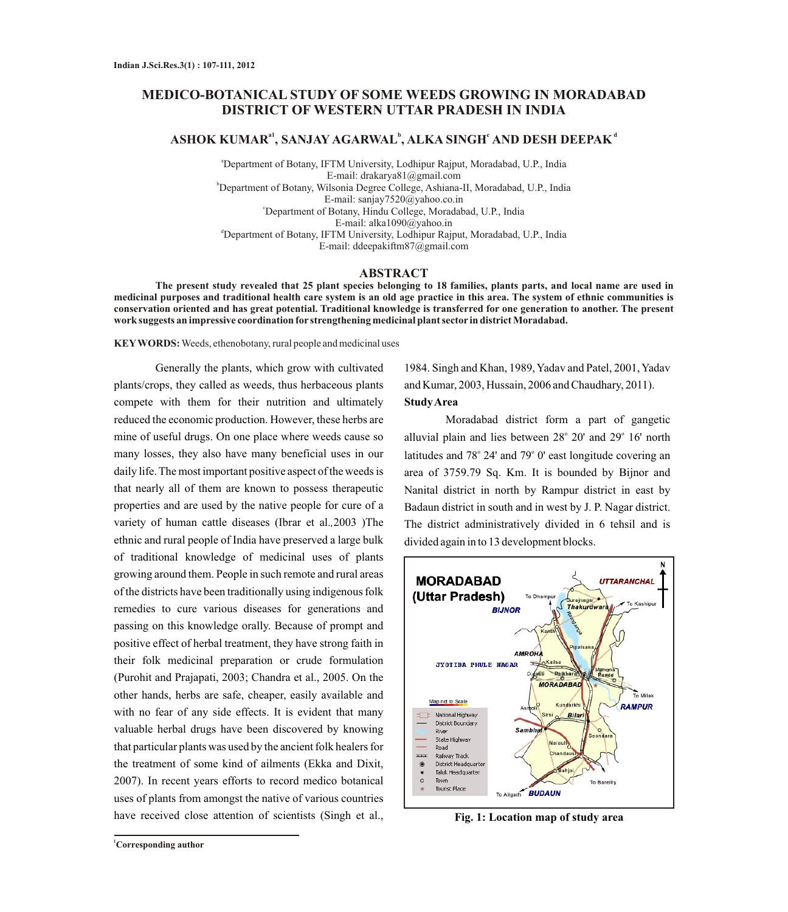# MEDICO-BOTANICAL STUDY OF SOME WEEDS GROWING IN MORADABAD DISTRICT OF WESTERN UTTAR PRADESH IN INDIA

**ASHOK KUMAR[a1], SANJAY AGARWAL[b], ALKA SINGH[c] AND DESH DEEPAK[d]**

[a]Department of Botany, IFTM University, Lodhipur Rajput, Moradabad, U.P., India
E-mail: drakarya81@gmail.com
[b]Department of Botany, Wilsonia Degree College, Ashiana-II, Moradabad, U.P., India
E-mail: sanjay7520@yahoo.co.in
[c]Department of Botany, Hindu College, Moradabad, U.P., India
E-mail: alka1090@yahoo.in
[d]Department of Botany, IFTM University, Lodhipur Rajput, Moradabad, U.P., India
E-mail: ddeepakiftm87@gmail.com

## ABSTRACT

**The present study revealed that 25 plant species belonging to 18 families, plants parts, and local name are used in medicinal purposes and traditional health care system is an old age practice in this area. The system of ethnic communities is conservation oriented and has great potential. Traditional knowledge is transferred for one generation to another. The present work suggests an impressive coordination for strengthening medicinal plant sector in district Moradabad.**

**KEYWORDS:** Weeds, ethenobotany, rural people and medicinal uses

Generally the plants, which grow with cultivated plants/crops, they called as weeds, thus herbaceous plants compete with them for their nutrition and ultimately reduced the economic production. However, these herbs are mine of useful drugs. On one place where weeds cause so many losses, they also have many beneficial uses in our daily life. The most important positive aspect of the weeds is that nearly all of them are known to possess therapeutic properties and are used by the native people for cure of a variety of human cattle diseases (Ibrar et al.,2003 )The ethnic and rural people of India have preserved a large bulk of traditional knowledge of medicinal uses of plants growing around them. People in such remote and rural areas of the districts have been traditionally using indigenous folk remedies to cure various diseases for generations and passing on this knowledge orally. Because of prompt and positive effect of herbal treatment, they have strong faith in their folk medicinal preparation or crude formulation (Purohit and Prajapati, 2003; Chandra et al., 2005. On the other hands, herbs are safe, cheaper, easily available and with no fear of any side effects. It is evident that many valuable herbal drugs have been discovered by knowing that particular plants was used by the ancient folk healers for the treatment of some kind of ailments (Ekka and Dixit, 2007). In recent years efforts to record medico botanical uses of plants from amongst the native of various countries have received close attention of scientists (Singh et al., 1984. Singh and Khan, 1989, Yadav and Patel, 2001, Yadav and Kumar, 2003, Hussain, 2006 and Chaudhary, 2011).

### Study Area

Moradabad district form a part of gangetic alluvial plain and lies between 28° 20' and 29° 16' north latitudes and 78° 24' and 79° 0' east longitude covering an area of 3759.79 Sq. Km. It is bounded by Bijnor and Nanital district in north by Rampur district in east by Badaun district in south and in west by J. P. Nagar district. The district administratively divided in 6 tehsil and is divided again in to 13 development blocks.

**Fig. 1: Location map of study area**

[1]Corresponding author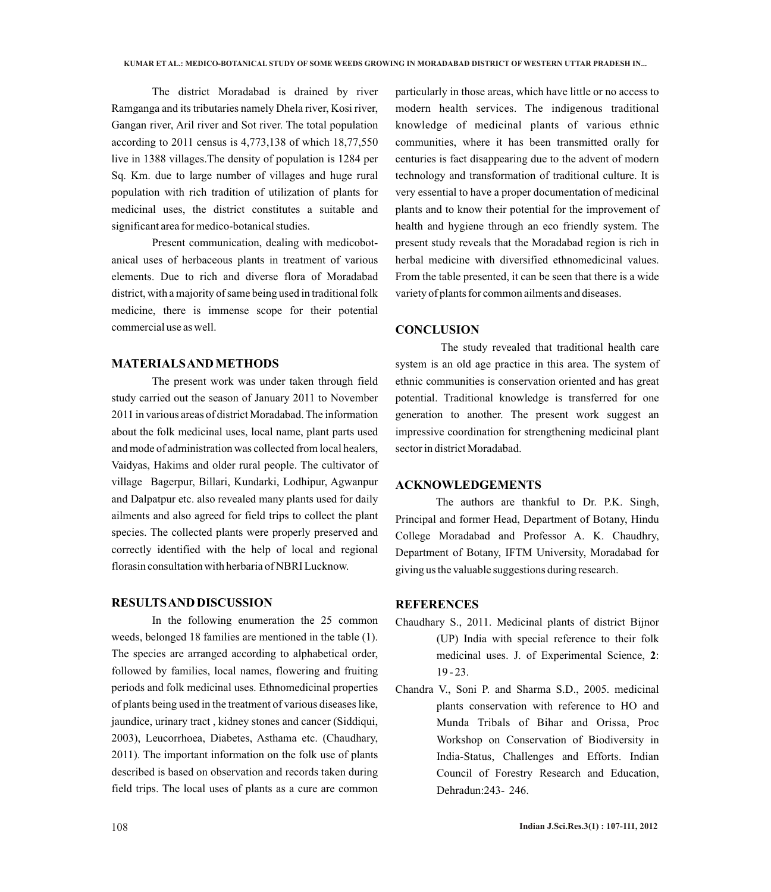The district Moradabad is drained by river Ramganga and its tributaries namely Dhela river, Kosi river, Gangan river, Aril river and Sot river. The total population according to 2011 census is 4,773,138 of which 18,77,550 live in 1388 villages.The density of population is 1284 per Sq. Km. due to large number of villages and huge rural population with rich tradition of utilization of plants for medicinal uses, the district constitutes a suitable and significant area for medico-botanical studies.

Present communication, dealing with medicobotanical uses of herbaceous plants in treatment of various elements. Due to rich and diverse flora of Moradabad district, with a majority of same being used in traditional folk medicine, there is immense scope for their potential commercial use as well.

## MATERIALS AND METHODS

The present work was under taken through field study carried out the season of January 2011 to November 2011 in various areas of district Moradabad. The information about the folk medicinal uses, local name, plant parts used and mode of administration was collected from local healers, Vaidyas, Hakims and older rural people. The cultivator of village Bagerpur, Billari, Kundarki, Lodhipur, Agwanpur and Dalpatpur etc. also revealed many plants used for daily ailments and also agreed for field trips to collect the plant species. The collected plants were properly preserved and correctly identified with the help of local and regional florasin consultation with herbaria of NBRI Lucknow.

## RESULTS AND DISCUSSION

In the following enumeration the 25 common weeds, belonged 18 families are mentioned in the table (1). The species are arranged according to alphabetical order, followed by families, local names, flowering and fruiting periods and folk medicinal uses. Ethnomedicinal properties of plants being used in the treatment of various diseases like, jaundice, urinary tract , kidney stones and cancer (Siddiqui, 2003), Leucorrhoea, Diabetes, Asthama etc. (Chaudhary, 2011). The important information on the folk use of plants described is based on observation and records taken during field trips. The local uses of plants as a cure are common particularly in those areas, which have little or no access to modern health services. The indigenous traditional knowledge of medicinal plants of various ethnic communities, where it has been transmitted orally for centuries is fact disappearing due to the advent of modern technology and transformation of traditional culture. It is very essential to have a proper documentation of medicinal plants and to know their potential for the improvement of health and hygiene through an eco friendly system. The present study reveals that the Moradabad region is rich in herbal medicine with diversified ethnomedicinal values. From the table presented, it can be seen that there is a wide variety of plants for common ailments and diseases.

## CONCLUSION

The study revealed that traditional health care system is an old age practice in this area. The system of ethnic communities is conservation oriented and has great potential. Traditional knowledge is transferred for one generation to another. The present work suggest an impressive coordination for strengthening medicinal plant sector in district Moradabad.

## ACKNOWLEDGEMENTS

The authors are thankful to Dr. P.K. Singh, Principal and former Head, Department of Botany, Hindu College Moradabad and Professor A. K. Chaudhry, Department of Botany, IFTM University, Moradabad for giving us the valuable suggestions during research.

## REFERENCES

Chaudhary S., 2011. Medicinal plants of district Bijnor (UP) India with special reference to their folk medicinal uses. J. of Experimental Science, **2**: 19 - 23.

Chandra V., Soni P. and Sharma S.D., 2005. medicinal plants conservation with reference to HO and Munda Tribals of Bihar and Orissa, Proc Workshop on Conservation of Biodiversity in India-Status, Challenges and Efforts. Indian Council of Forestry Research and Education, Dehradun:243- 246.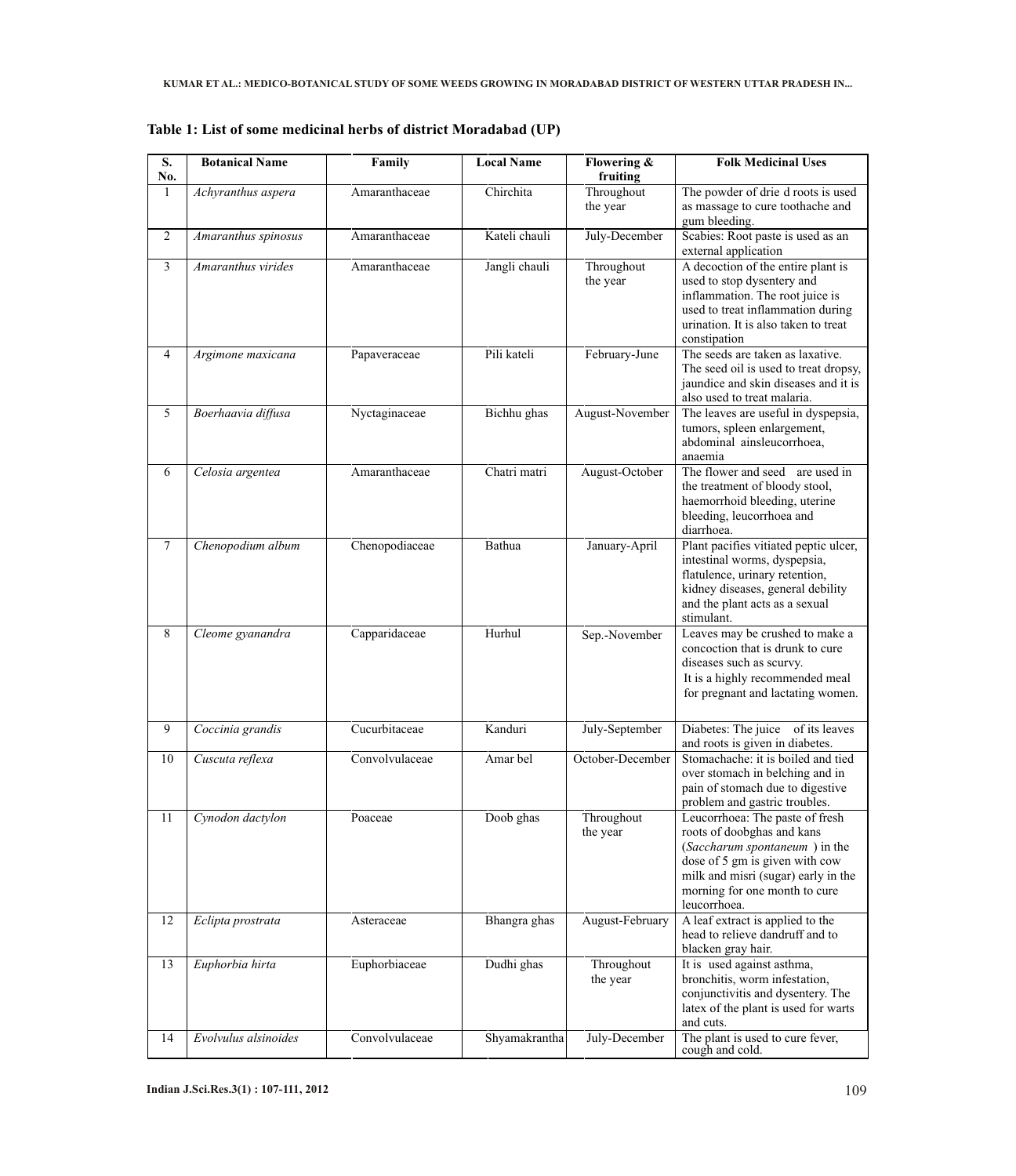**Table 1: List of some medicinal herbs of district Moradabad (UP)**

| S. No. | Botanical Name | Family | Local Name | Flowering & fruiting | Folk Medicinal Uses |
|---|---|---|---|---|---|
| 1 | *Achyranthus aspera* | Amaranthaceae | Chirchita | Throughout the year | The powder of drie d roots is used as massage to cure toothache and gum bleeding. |
| 2 | *Amaranthus spinosus* | Amaranthaceae | Kateli chauli | July-December | Scabies: Root paste is used as an external application |
| 3 | *Amaranthus virides* | Amaranthaceae | Jangli chauli | Throughout the year | A decoction of the entire plant is used to stop dysentery and inflammation. The root juice is used to treat inflammation during urination. It is also taken to treat constipation |
| 4 | *Argimone maxicana* | Papaveraceae | Pili kateli | February-June | The seeds are taken as laxative. The seed oil is used to treat dropsy, jaundice and skin diseases and it is also used to treat malaria. |
| 5 | *Boerhaavia diffusa* | Nyctaginaceae | Bichhu ghas | August-November | The leaves are useful in dyspepsia, tumors, spleen enlargement, abdominal ainsleucorrhoea, anaemia |
| 6 | *Celosia argentea* | Amaranthaceae | Chatri matri | August-October | The flower and seed are used in the treatment of bloody stool, haemorrhoid bleeding, uterine bleeding, leucorrhoea and diarrhoea. |
| 7 | *Chenopodium album* | Chenopodiaceae | Bathua | January-April | Plant pacifies vitiated peptic ulcer, intestinal worms, dyspepsia, flatulence, urinary retention, kidney diseases, general debility and the plant acts as a sexual stimulant. |
| 8 | *Cleome gyanandra* | Capparidaceae | Hurhul | Sep.-November | Leaves may be crushed to make a concoction that is drunk to cure diseases such as scurvy. It is a highly recommended meal for pregnant and lactating women. |
| 9 | *Coccinia grandis* | Cucurbitaceae | Kanduri | July-September | Diabetes: The juice of its leaves and roots is given in diabetes. |
| 10 | *Cuscuta reflexa* | Convolvulaceae | Amar bel | October-December | Stomachache: it is boiled and tied over stomach in belching and in pain of stomach due to digestive problem and gastric troubles. |
| 11 | *Cynodon dactylon* | Poaceae | Doob ghas | Throughout the year | Leucorrhoea: The paste of fresh roots of doobghas and kans (*Saccharum spontaneum* ) in the dose of 5 gm is given with cow milk and misri (sugar) early in the morning for one month to cure leucorrhoea. |
| 12 | *Eclipta prostrata* | Asteraceae | Bhangra ghas | August-February | A leaf extract is applied to the head to relieve dandruff and to blacken gray hair. |
| 13 | *Euphorbia hirta* | Euphorbiaceae | Dudhi ghas | Throughout the year | It is used against asthma, bronchitis, worm infestation, conjunctivitis and dysentery. The latex of the plant is used for warts and cuts. |
| 14 | *Evolvulus alsinoides* | Convolvulaceae | Shyamakrantha | July-December | The plant is used to cure fever, cough and cold. |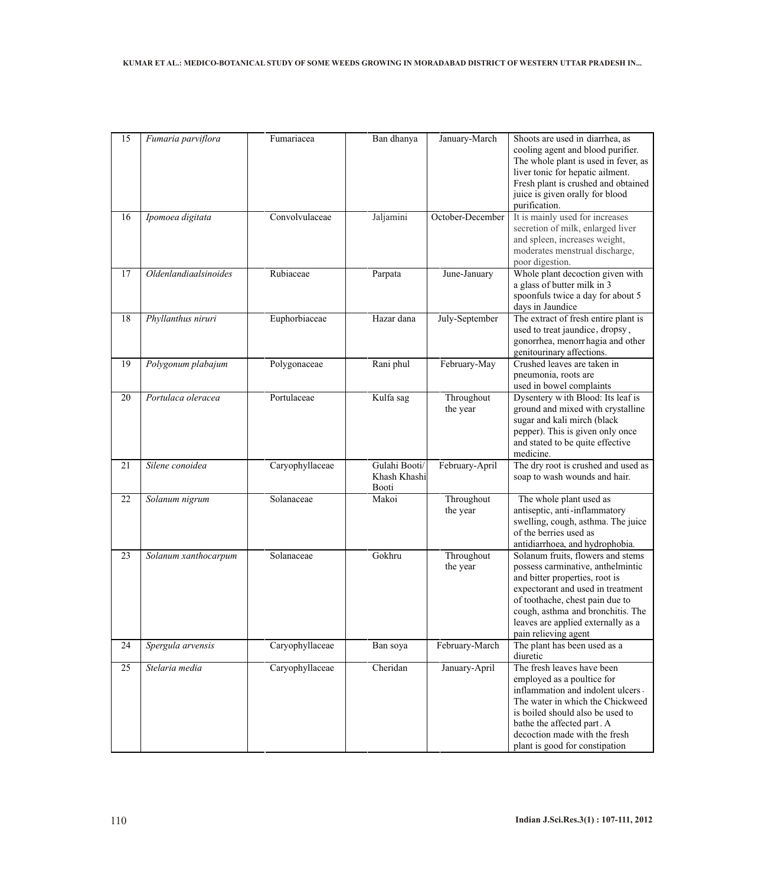| 15 | *Fumaria parviflora* | Fumariacea | Ban dhanya | January-March | Shoots are used in diarrhea, as cooling agent and blood purifier. The whole plant is used in fever, as liver tonic for hepatic ailment. Fresh plant is crushed and obtained juice is given orally for blood purification. |
|---|---|---|---|---|---|
| 16 | *Ipomoea digitata* | Convolvulaceae | Jaljamini | October-December | It is mainly used for increases secretion of milk, enlarged liver and spleen, increases weight, moderates menstrual discharge, poor digestion. |
| 17 | *Oldenlandiaalsinoides* | Rubiaceae | Parpata | June-January | Whole plant decoction given with a glass of butter milk in 3 spoonfuls twice a day for about 5 days in Jaundice |
| 18 | *Phyllanthus niruri* | Euphorbiaceae | Hazar dana | July-September | The extract of fresh entire plant is used to treat jaundice, dropsy, gonorrhea, menorrhagia and other genitourinary affections. |
| 19 | *Polygonum plabajum* | Polygonaceae | Rani phul | February-May | Crushed leaves are taken in pneumonia, roots are used in bowel complaints |
| 20 | *Portulaca oleracea* | Portulaceae | Kulfa sag | Throughout the year | Dysentery with Blood: Its leaf is ground and mixed with crystalline sugar and kali mirch (black pepper). This is given only once and stated to be quite effective medicine. |
| 21 | *Silene conoidea* | Caryophyllaceae | Gulahi Booti/ Khash Khashi Booti | February-April | The dry root is crushed and used as soap to wash wounds and hair. |
| 22 | *Solanum nigrum* | Solanaceae | Makoi | Throughout the year | The whole plant used as antiseptic, anti-inflammatory swelling, cough, asthma. The juice of the berries used as antidiarrhoea, and hydrophobia. |
| 23 | *Solanum xanthocarpum* | Solanaceae | Gokhru | Throughout the year | Solanum fruits, flowers and stems possess carminative, anthelmintic and bitter properties, root is expectorant and used in treatment of toothache, chest pain due to cough, asthma and bronchitis. The leaves are applied externally as a pain relieving agent |
| 24 | *Spergula arvensis* | Caryophyllaceae | Ban soya | February-March | The plant has been used as a diuretic |
| 25 | *Stelaria media* | Caryophyllaceae | Cheridan | January-April | The fresh leaves have been employed as a poultice for inflammation and indolent ulcers. The water in which the Chickweed is boiled should also be used to bathe the affected part. A decoction made with the fresh plant is good for constipation |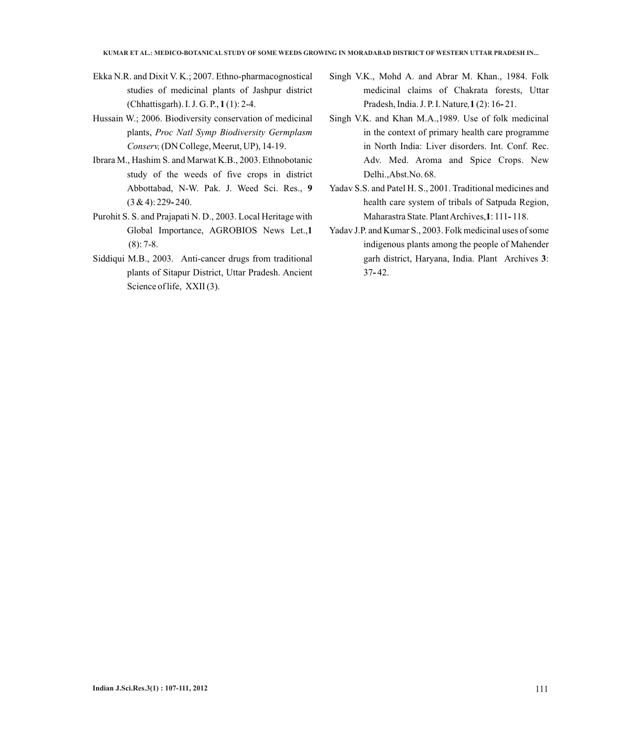Ekka N.R. and Dixit V. K.; 2007. Ethno-pharmacognostical studies of medicinal plants of Jashpur district (Chhattisgarh). I. J. G. P., **1** (1): 2-4.

Hussain W.; 2006. Biodiversity conservation of medicinal plants, *Proc Natl Symp Biodiversity Germplasm Conserv,* (DN College, Meerut, UP), 14-19.

Ibrara M., Hashim S. and Marwat K.B., 2003. Ethnobotanic study of the weeds of five crops in district Abbottabad, N-W. Pak. J. Weed Sci. Res., **9** (3 & 4): 229- 240.

Purohit S. S. and Prajapati N. D., 2003. Local Heritage with Global Importance, AGROBIOS News Let.,**1** (8): 7-8.

Siddiqui M.B., 2003. Anti-cancer drugs from traditional plants of Sitapur District, Uttar Pradesh. Ancient Science of life, XXII (3).

Singh V.K., Mohd A. and Abrar M. Khan., 1984. Folk medicinal claims of Chakrata forests, Uttar Pradesh, India. J. P. I. Nature, **1** (2): 16- 21.

Singh V.K. and Khan M.A.,1989. Use of folk medicinal in the context of primary health care programme in North India: Liver disorders. Int. Conf. Rec. Adv. Med. Aroma and Spice Crops. New Delhi.,Abst.No. 68.

Yadav S.S. and Patel H. S., 2001. Traditional medicines and health care system of tribals of Satpuda Region, Maharastra State. Plant Archives,**1**: 111- 118.

Yadav J.P. and Kumar S., 2003. Folk medicinal uses of some indigenous plants among the people of Mahender garh district, Haryana, India. Plant Archives **3**: 37- 42.